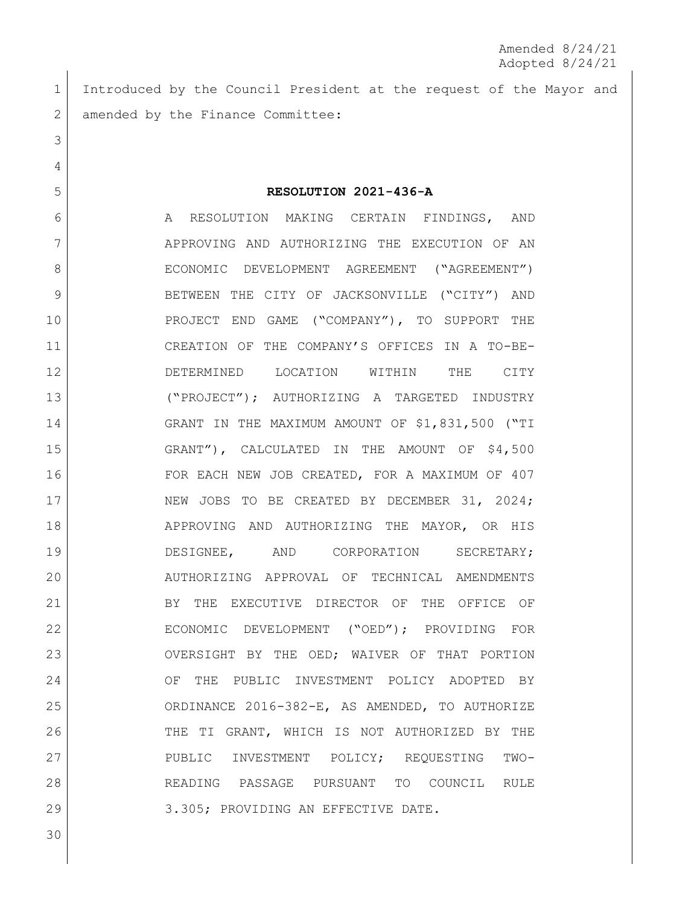Amended 8/24/21
Adopted 8/24/21

Introduced by the Council President at the request of the Mayor and amended by the Finance Committee:

**RESOLUTION 2021-436-A**

A RESOLUTION MAKING CERTAIN FINDINGS, AND APPROVING AND AUTHORIZING THE EXECUTION OF AN ECONOMIC DEVELOPMENT AGREEMENT ("AGREEMENT") BETWEEN THE CITY OF JACKSONVILLE ("CITY") AND PROJECT END GAME ("COMPANY"), TO SUPPORT THE CREATION OF THE COMPANY'S OFFICES IN A TO-BE-DETERMINED LOCATION WITHIN THE CITY ("PROJECT"); AUTHORIZING A TARGETED INDUSTRY GRANT IN THE MAXIMUM AMOUNT OF $1,831,500 ("TI GRANT"), CALCULATED IN THE AMOUNT OF $4,500 FOR EACH NEW JOB CREATED, FOR A MAXIMUM OF 407 NEW JOBS TO BE CREATED BY DECEMBER 31, 2024; APPROVING AND AUTHORIZING THE MAYOR, OR HIS DESIGNEE, AND CORPORATION SECRETARY; AUTHORIZING APPROVAL OF TECHNICAL AMENDMENTS BY THE EXECUTIVE DIRECTOR OF THE OFFICE OF ECONOMIC DEVELOPMENT ("OED"); PROVIDING FOR OVERSIGHT BY THE OED; WAIVER OF THAT PORTION OF THE PUBLIC INVESTMENT POLICY ADOPTED BY ORDINANCE 2016-382-E, AS AMENDED, TO AUTHORIZE THE TI GRANT, WHICH IS NOT AUTHORIZED BY THE PUBLIC INVESTMENT POLICY; REQUESTING TWO-READING PASSAGE PURSUANT TO COUNCIL RULE 3.305; PROVIDING AN EFFECTIVE DATE.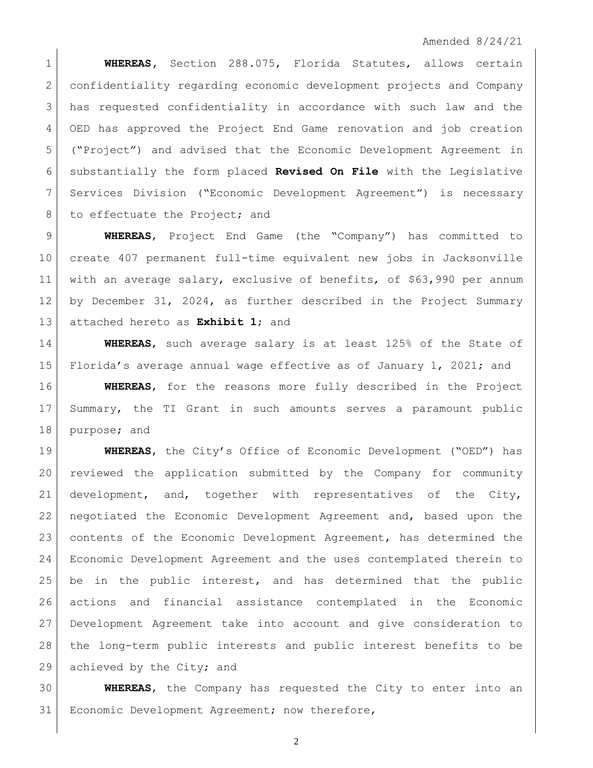Amended 8/24/21

**WHEREAS**, Section 288.075, Florida Statutes, allows certain confidentiality regarding economic development projects and Company has requested confidentiality in accordance with such law and the OED has approved the Project End Game renovation and job creation ("Project") and advised that the Economic Development Agreement in substantially the form placed **Revised On File** with the Legislative Services Division ("Economic Development Agreement") is necessary to effectuate the Project; and

**WHEREAS**, Project End Game (the "Company") has committed to create 407 permanent full-time equivalent new jobs in Jacksonville with an average salary, exclusive of benefits, of $63,990 per annum by December 31, 2024, as further described in the Project Summary attached hereto as **Exhibit 1**; and

**WHEREAS**, such average salary is at least 125% of the State of Florida's average annual wage effective as of January 1, 2021; and

**WHEREAS**, for the reasons more fully described in the Project Summary, the TI Grant in such amounts serves a paramount public purpose; and

**WHEREAS**, the City's Office of Economic Development ("OED") has reviewed the application submitted by the Company for community development, and, together with representatives of the City, negotiated the Economic Development Agreement and, based upon the contents of the Economic Development Agreement, has determined the Economic Development Agreement and the uses contemplated therein to be in the public interest, and has determined that the public actions and financial assistance contemplated in the Economic Development Agreement take into account and give consideration to the long-term public interests and public interest benefits to be achieved by the City; and

**WHEREAS**, the Company has requested the City to enter into an Economic Development Agreement; now therefore,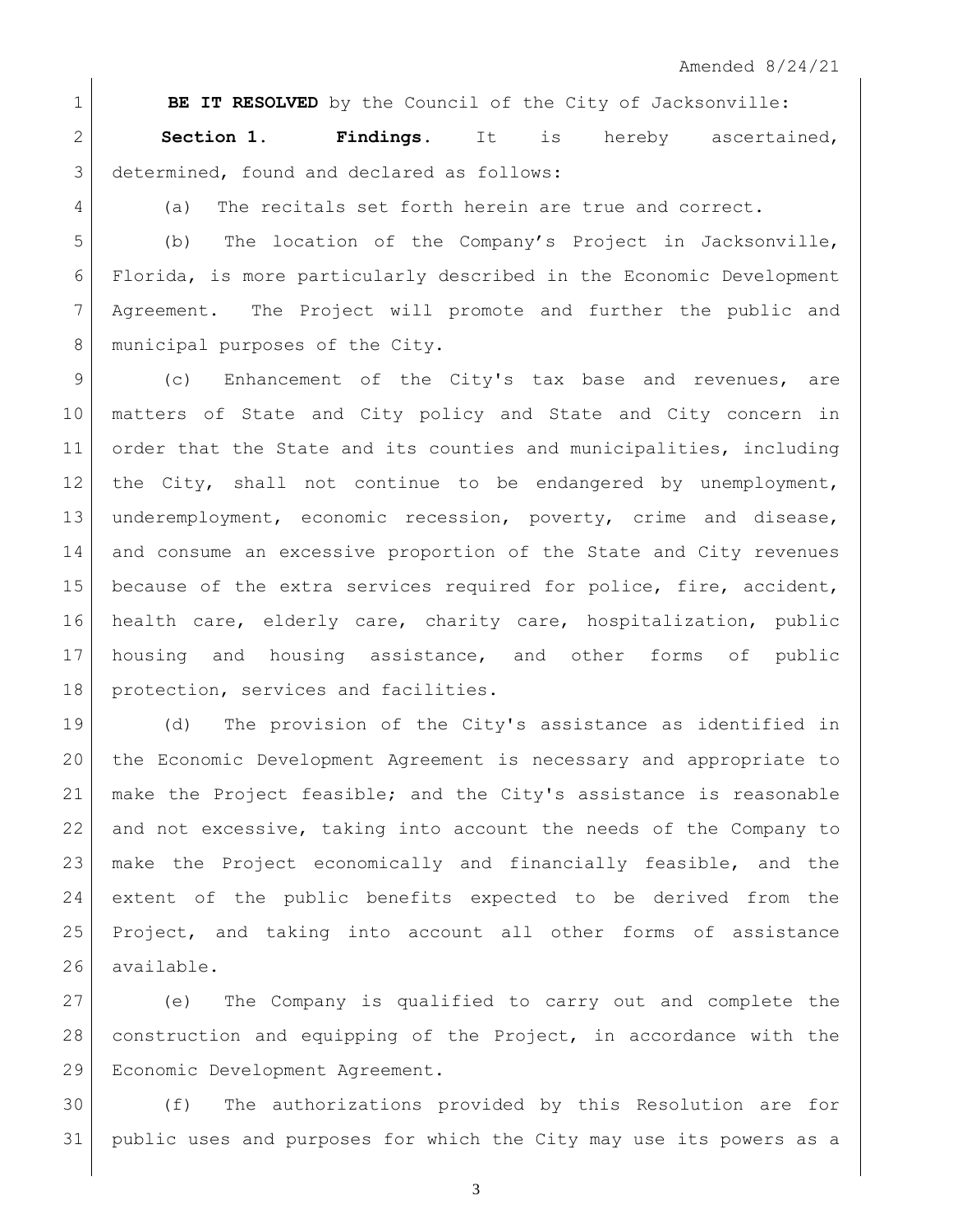Amended 8/24/21

**BE IT RESOLVED** by the Council of the City of Jacksonville:

**Section 1. Findings.** It is hereby ascertained, determined, found and declared as follows:

(a) The recitals set forth herein are true and correct.

(b) The location of the Company's Project in Jacksonville, Florida, is more particularly described in the Economic Development Agreement. The Project will promote and further the public and municipal purposes of the City.

(c) Enhancement of the City's tax base and revenues, are matters of State and City policy and State and City concern in order that the State and its counties and municipalities, including the City, shall not continue to be endangered by unemployment, underemployment, economic recession, poverty, crime and disease, and consume an excessive proportion of the State and City revenues because of the extra services required for police, fire, accident, health care, elderly care, charity care, hospitalization, public housing and housing assistance, and other forms of public protection, services and facilities.

(d) The provision of the City's assistance as identified in the Economic Development Agreement is necessary and appropriate to make the Project feasible; and the City's assistance is reasonable and not excessive, taking into account the needs of the Company to make the Project economically and financially feasible, and the extent of the public benefits expected to be derived from the Project, and taking into account all other forms of assistance available.

(e) The Company is qualified to carry out and complete the construction and equipping of the Project, in accordance with the Economic Development Agreement.

(f) The authorizations provided by this Resolution are for public uses and purposes for which the City may use its powers as a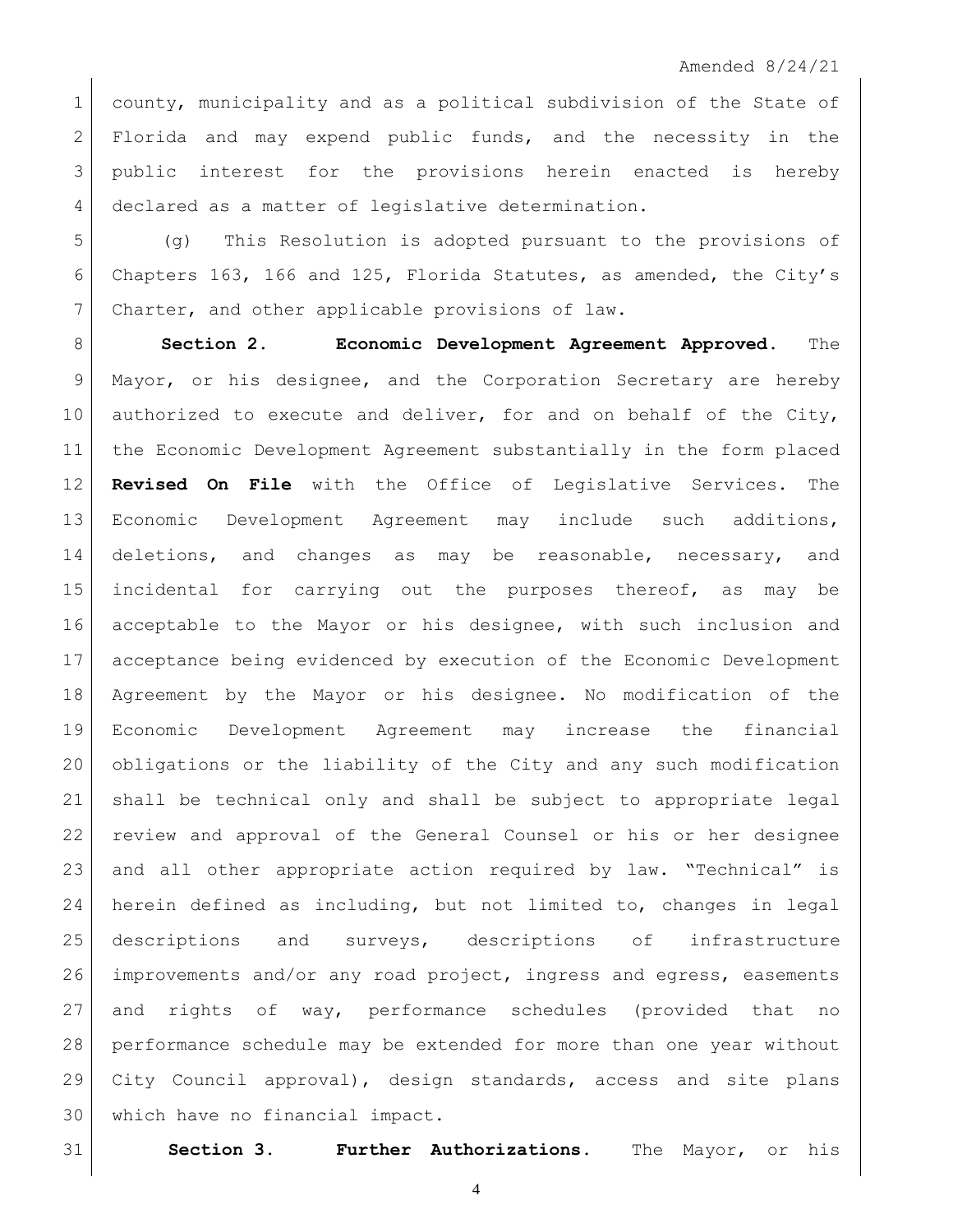county, municipality and as a political subdivision of the State of Florida and may expend public funds, and the necessity in the public interest for the provisions herein enacted is hereby declared as a matter of legislative determination.

(g) This Resolution is adopted pursuant to the provisions of Chapters 163, 166 and 125, Florida Statutes, as amended, the City's Charter, and other applicable provisions of law.

**Section 2. Economic Development Agreement Approved.** The Mayor, or his designee, and the Corporation Secretary are hereby authorized to execute and deliver, for and on behalf of the City, the Economic Development Agreement substantially in the form placed **Revised On File** with the Office of Legislative Services. The Economic Development Agreement may include such additions, deletions, and changes as may be reasonable, necessary, and incidental for carrying out the purposes thereof, as may be acceptable to the Mayor or his designee, with such inclusion and acceptance being evidenced by execution of the Economic Development Agreement by the Mayor or his designee. No modification of the Economic Development Agreement may increase the financial obligations or the liability of the City and any such modification shall be technical only and shall be subject to appropriate legal review and approval of the General Counsel or his or her designee and all other appropriate action required by law. "Technical" is herein defined as including, but not limited to, changes in legal descriptions and surveys, descriptions of infrastructure improvements and/or any road project, ingress and egress, easements and rights of way, performance schedules (provided that no performance schedule may be extended for more than one year without City Council approval), design standards, access and site plans which have no financial impact.

**Section 3. Further Authorizations.** The Mayor, or his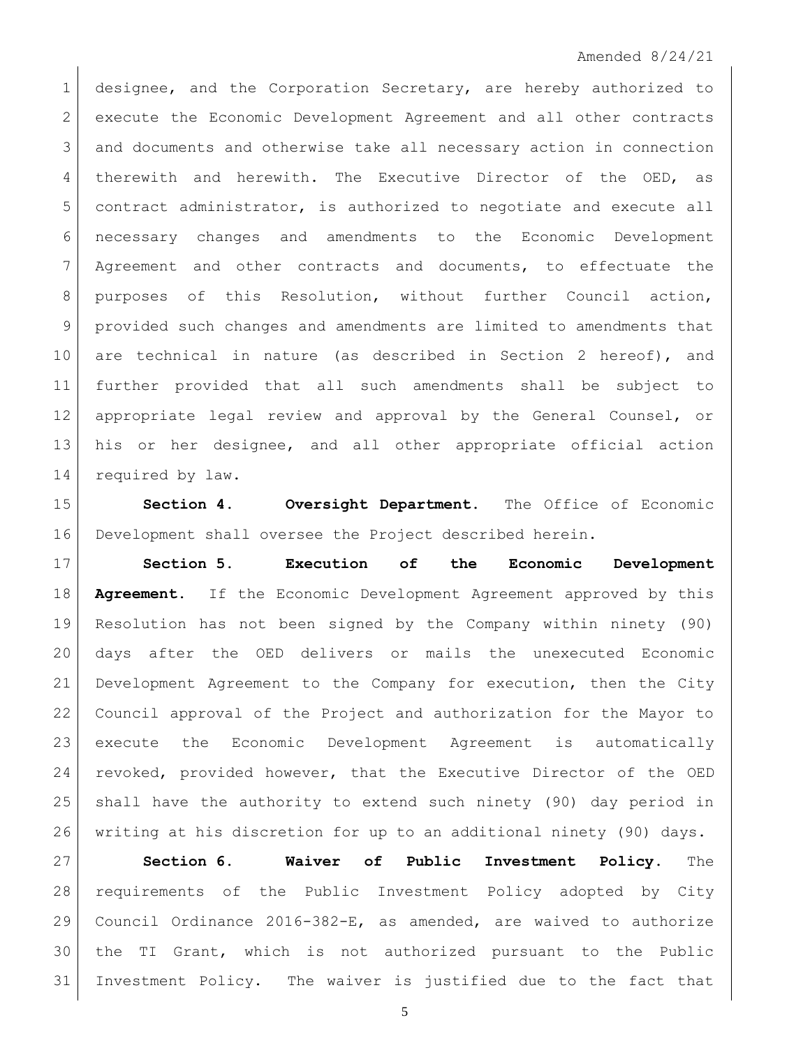designee, and the Corporation Secretary, are hereby authorized to execute the Economic Development Agreement and all other contracts and documents and otherwise take all necessary action in connection therewith and herewith. The Executive Director of the OED, as contract administrator, is authorized to negotiate and execute all necessary changes and amendments to the Economic Development Agreement and other contracts and documents, to effectuate the purposes of this Resolution, without further Council action, provided such changes and amendments are limited to amendments that are technical in nature (as described in Section 2 hereof), and further provided that all such amendments shall be subject to appropriate legal review and approval by the General Counsel, or his or her designee, and all other appropriate official action required by law.

**Section 4. Oversight Department.** The Office of Economic Development shall oversee the Project described herein.

**Section 5. Execution of the Economic Development Agreement.** If the Economic Development Agreement approved by this Resolution has not been signed by the Company within ninety (90) days after the OED delivers or mails the unexecuted Economic Development Agreement to the Company for execution, then the City Council approval of the Project and authorization for the Mayor to execute the Economic Development Agreement is automatically revoked, provided however, that the Executive Director of the OED shall have the authority to extend such ninety (90) day period in writing at his discretion for up to an additional ninety (90) days.

**Section 6. Waiver of Public Investment Policy.** The requirements of the Public Investment Policy adopted by City Council Ordinance 2016-382-E, as amended, are waived to authorize the TI Grant, which is not authorized pursuant to the Public Investment Policy. The waiver is justified due to the fact that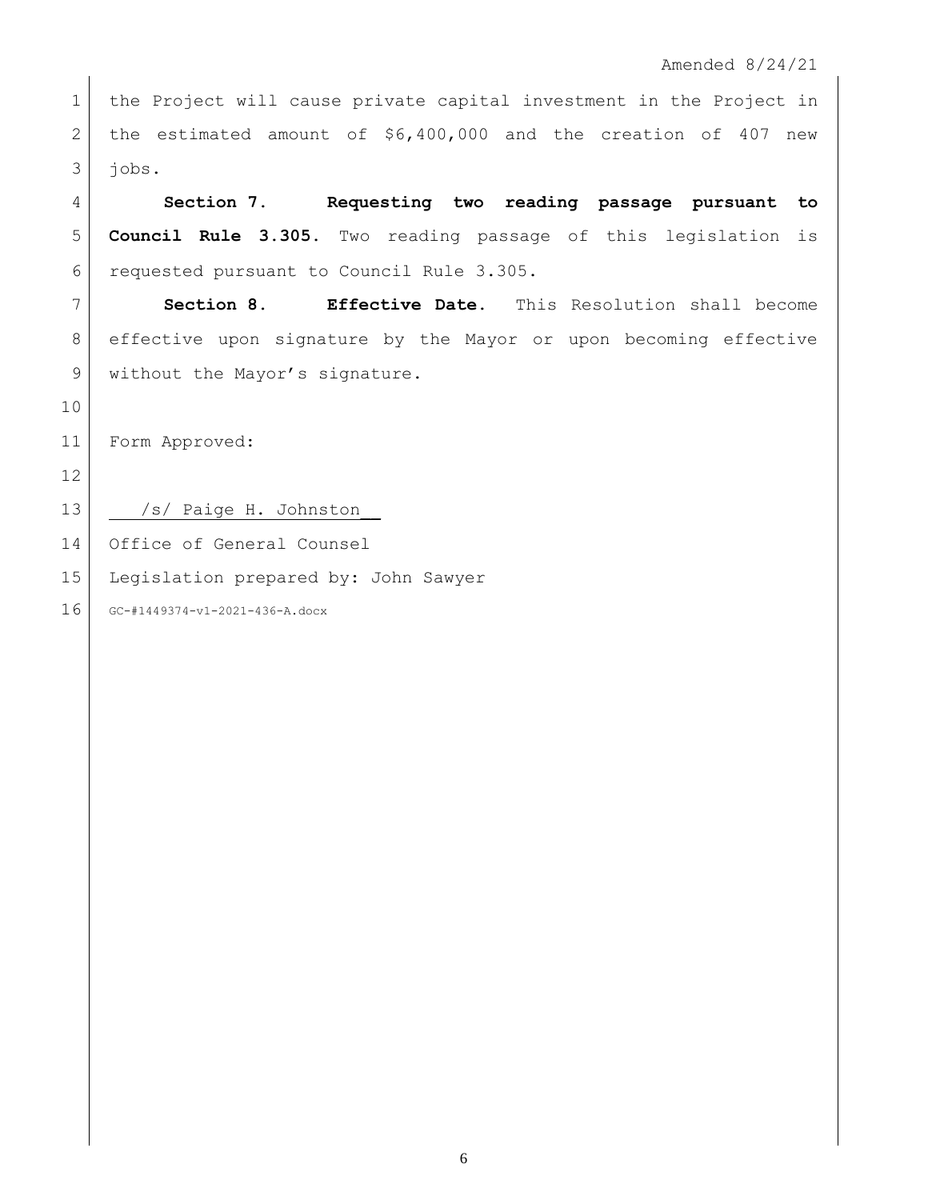the Project will cause private capital investment in the Project in the estimated amount of $6,400,000 and the creation of 407 new jobs.

**Section 7. Requesting two reading passage pursuant to Council Rule 3.305.** Two reading passage of this legislation is requested pursuant to Council Rule 3.305.

**Section 8. Effective Date.** This Resolution shall become effective upon signature by the Mayor or upon becoming effective without the Mayor's signature.

Form Approved:

/s/ Paige H. Johnston

Office of General Counsel

Legislation prepared by: John Sawyer

GC-#1449374-v1-2021-436-A.docx